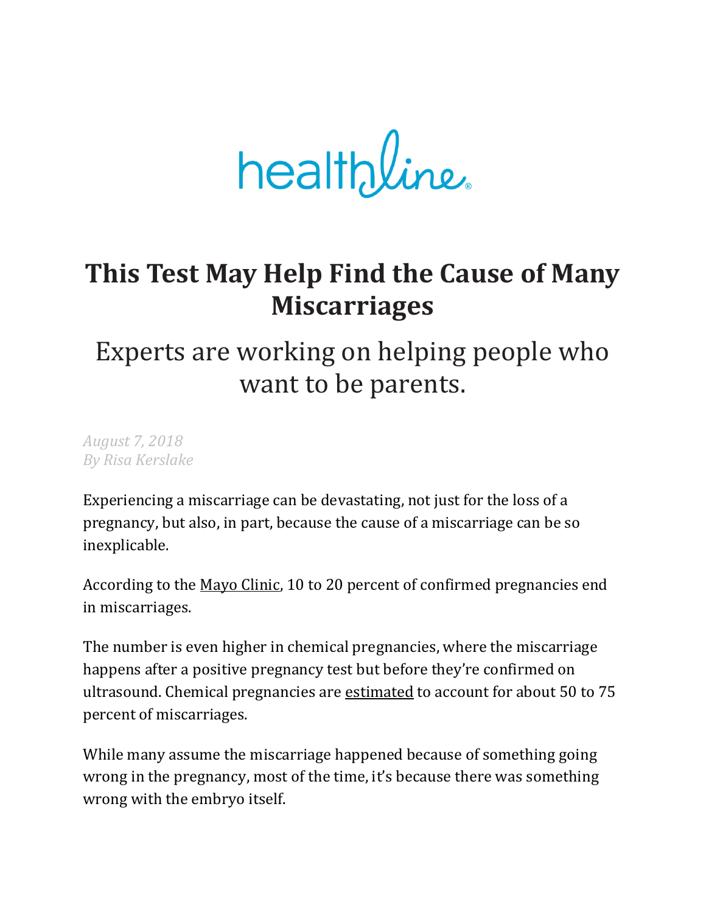healthline

# This Test May Help Find the Cause of Many Miscarriages

## Experts are working on helping people who want to be parents.

*August 7, 2018*
*By Risa Kerslake*

Experiencing a miscarriage can be devastating, not just for the loss of a pregnancy, but also, in part, because the cause of a miscarriage can be so inexplicable.

According to the Mayo Clinic, 10 to 20 percent of confirmed pregnancies end in miscarriages.

The number is even higher in chemical pregnancies, where the miscarriage happens after a positive pregnancy test but before they're confirmed on ultrasound. Chemical pregnancies are estimated to account for about 50 to 75 percent of miscarriages.

While many assume the miscarriage happened because of something going wrong in the pregnancy, most of the time, it's because there was something wrong with the embryo itself.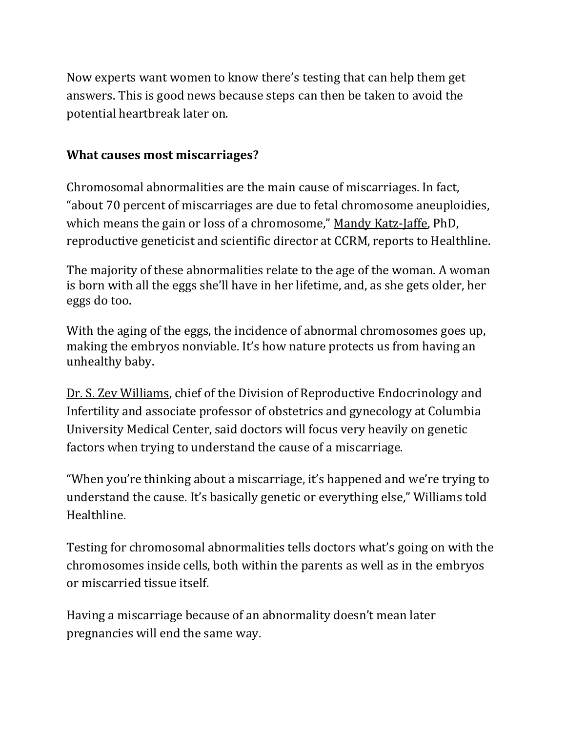Now experts want women to know there's testing that can help them get answers. This is good news because steps can then be taken to avoid the potential heartbreak later on.

**What causes most miscarriages?**

Chromosomal abnormalities are the main cause of miscarriages. In fact, "about 70 percent of miscarriages are due to fetal chromosome aneuploidies, which means the gain or loss of a chromosome," Mandy Katz-Jaffe, PhD, reproductive geneticist and scientific director at CCRM, reports to Healthline.

The majority of these abnormalities relate to the age of the woman. A woman is born with all the eggs she'll have in her lifetime, and, as she gets older, her eggs do too.

With the aging of the eggs, the incidence of abnormal chromosomes goes up, making the embryos nonviable. It's how nature protects us from having an unhealthy baby.

Dr. S. Zev Williams, chief of the Division of Reproductive Endocrinology and Infertility and associate professor of obstetrics and gynecology at Columbia University Medical Center, said doctors will focus very heavily on genetic factors when trying to understand the cause of a miscarriage.

"When you're thinking about a miscarriage, it's happened and we're trying to understand the cause. It's basically genetic or everything else," Williams told Healthline.

Testing for chromosomal abnormalities tells doctors what's going on with the chromosomes inside cells, both within the parents as well as in the embryos or miscarried tissue itself.

Having a miscarriage because of an abnormality doesn't mean later pregnancies will end the same way.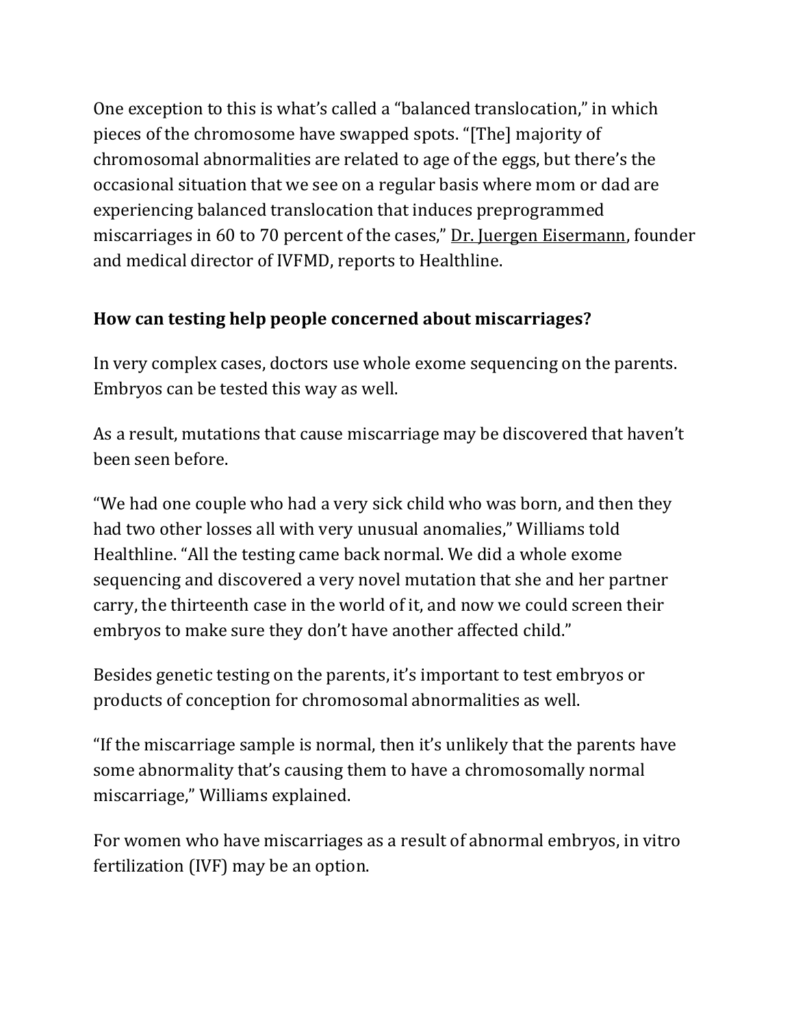One exception to this is what's called a "balanced translocation," in which pieces of the chromosome have swapped spots. "[The] majority of chromosomal abnormalities are related to age of the eggs, but there's the occasional situation that we see on a regular basis where mom or dad are experiencing balanced translocation that induces preprogrammed miscarriages in 60 to 70 percent of the cases," Dr. Juergen Eisermann, founder and medical director of IVFMD, reports to Healthline.

**How can testing help people concerned about miscarriages?**

In very complex cases, doctors use whole exome sequencing on the parents. Embryos can be tested this way as well.

As a result, mutations that cause miscarriage may be discovered that haven't been seen before.

"We had one couple who had a very sick child who was born, and then they had two other losses all with very unusual anomalies," Williams told Healthline. "All the testing came back normal. We did a whole exome sequencing and discovered a very novel mutation that she and her partner carry, the thirteenth case in the world of it, and now we could screen their embryos to make sure they don't have another affected child."

Besides genetic testing on the parents, it's important to test embryos or products of conception for chromosomal abnormalities as well.

"If the miscarriage sample is normal, then it's unlikely that the parents have some abnormality that's causing them to have a chromosomally normal miscarriage," Williams explained.

For women who have miscarriages as a result of abnormal embryos, in vitro fertilization (IVF) may be an option.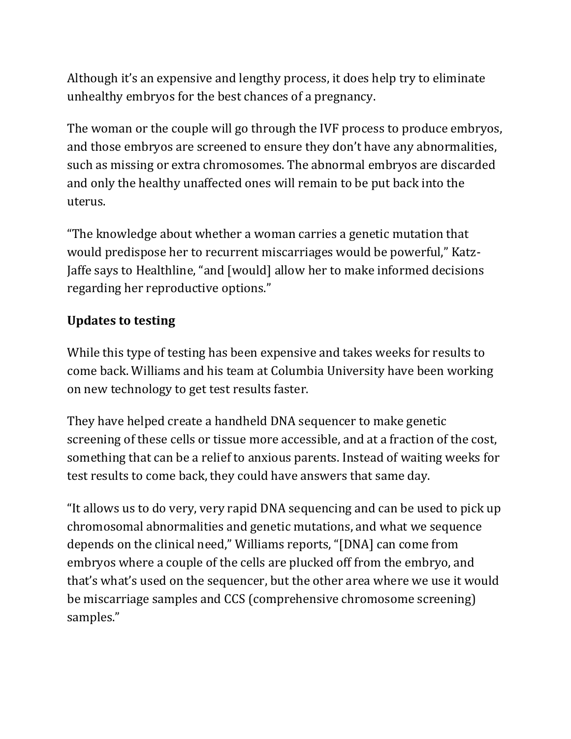Although it's an expensive and lengthy process, it does help try to eliminate unhealthy embryos for the best chances of a pregnancy.

The woman or the couple will go through the IVF process to produce embryos, and those embryos are screened to ensure they don't have any abnormalities, such as missing or extra chromosomes. The abnormal embryos are discarded and only the healthy unaffected ones will remain to be put back into the uterus.

"The knowledge about whether a woman carries a genetic mutation that would predispose her to recurrent miscarriages would be powerful," Katz-Jaffe says to Healthline, "and [would] allow her to make informed decisions regarding her reproductive options."

**Updates to testing**

While this type of testing has been expensive and takes weeks for results to come back. Williams and his team at Columbia University have been working on new technology to get test results faster.

They have helped create a handheld DNA sequencer to make genetic screening of these cells or tissue more accessible, and at a fraction of the cost, something that can be a relief to anxious parents. Instead of waiting weeks for test results to come back, they could have answers that same day.

"It allows us to do very, very rapid DNA sequencing and can be used to pick up chromosomal abnormalities and genetic mutations, and what we sequence depends on the clinical need," Williams reports, "[DNA] can come from embryos where a couple of the cells are plucked off from the embryo, and that's what's used on the sequencer, but the other area where we use it would be miscarriage samples and CCS (comprehensive chromosome screening) samples."